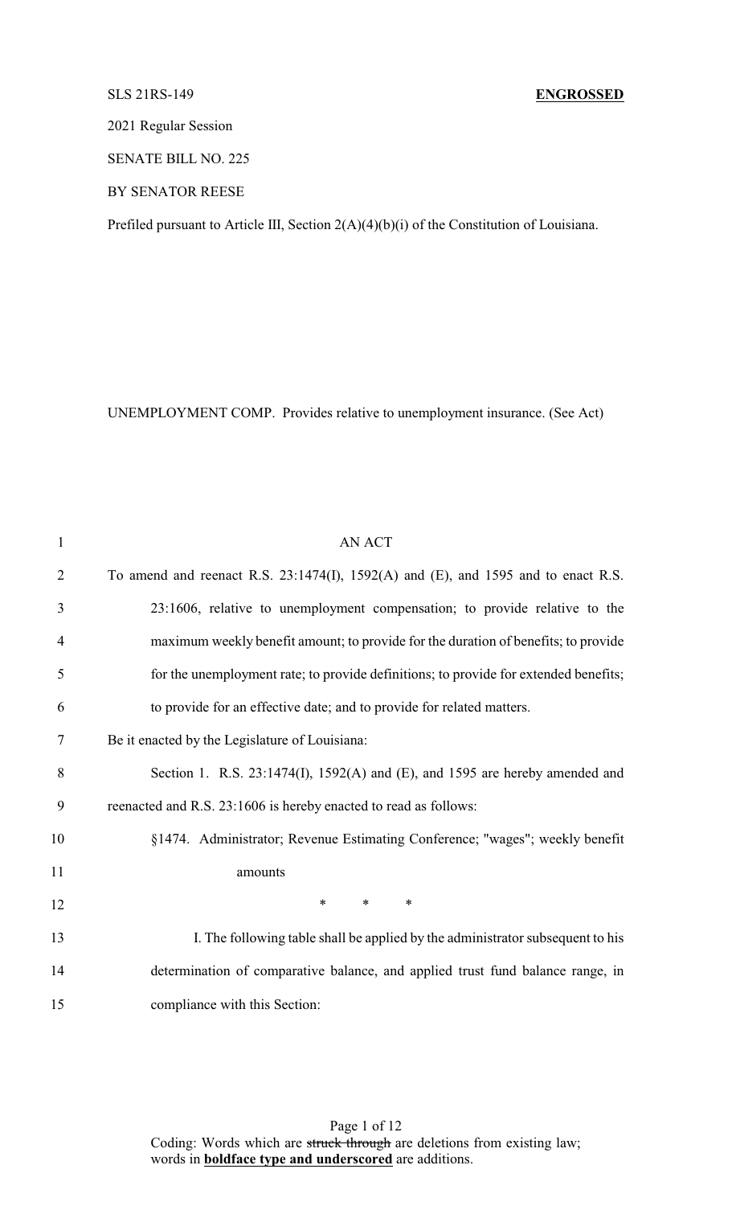SLS 21RS-149 **ENGROSSED**

2021 Regular Session

SENATE BILL NO. 225

BY SENATOR REESE

Prefiled pursuant to Article III, Section 2(A)(4)(b)(i) of the Constitution of Louisiana.

UNEMPLOYMENT COMP. Provides relative to unemployment insurance. (See Act)

AN ACT

To amend and reenact R.S. 23:1474(I), 1592(A) and (E), and 1595 and to enact R.S. 23:1606, relative to unemployment compensation; to provide relative to the maximum weekly benefit amount; to provide for the duration of benefits; to provide for the unemployment rate; to provide definitions; to provide for extended benefits; to provide for an effective date; and to provide for related matters.

Be it enacted by the Legislature of Louisiana:

Section 1. R.S. 23:1474(I), 1592(A) and (E), and 1595 are hereby amended and reenacted and R.S. 23:1606 is hereby enacted to read as follows:

§1474. Administrator; Revenue Estimating Conference; "wages"; weekly benefit amounts

\* \* \*

I. The following table shall be applied by the administrator subsequent to his determination of comparative balance, and applied trust fund balance range, in compliance with this Section:

Coding: Words which are ~~struck through~~ are deletions from existing law; words in **underscored boldface type and underscored** are additions.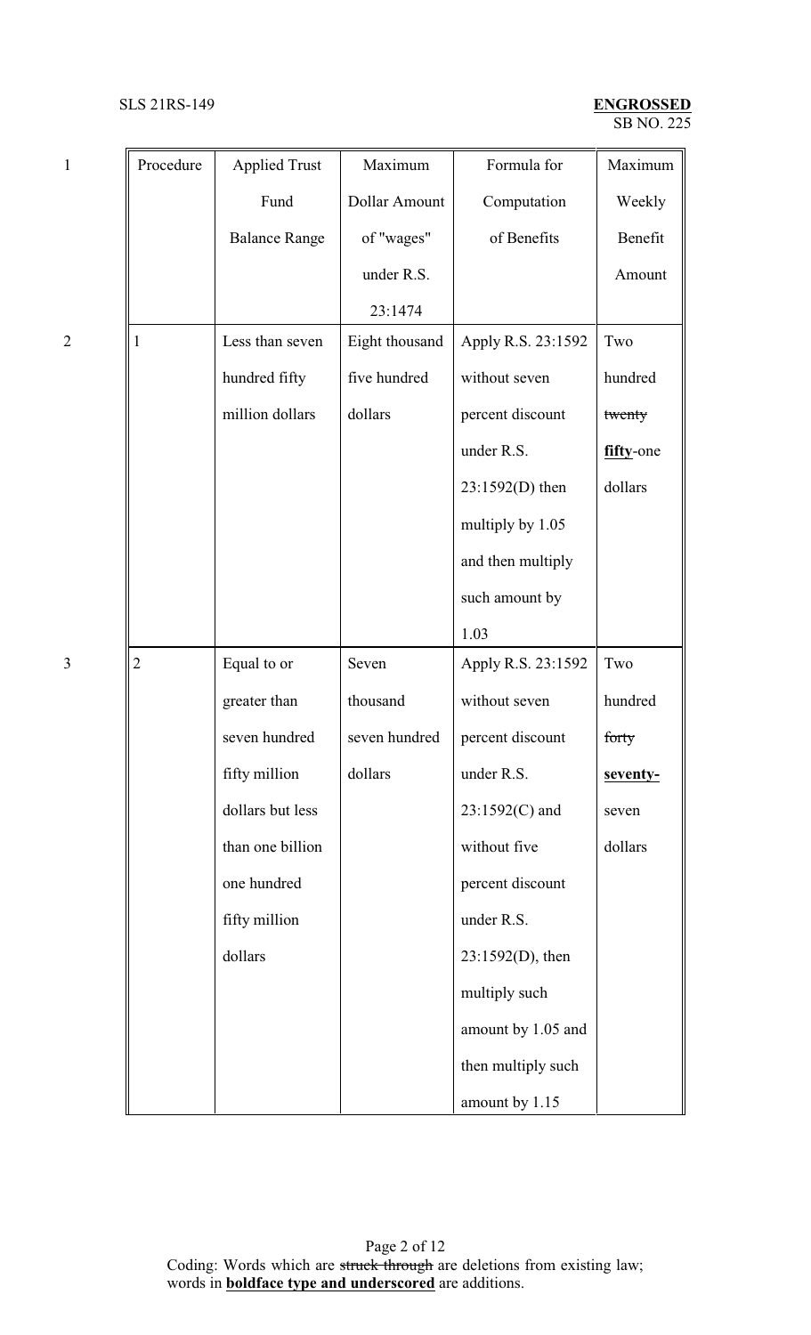| Procedure | Applied Trust Fund Balance Range | Maximum Dollar Amount of "wages" under R.S. 23:1474 | Formula for Computation of Benefits | Maximum Weekly Benefit Amount |
|---|---|---|---|---|
| 1 | Less than seven hundred fifty million dollars | Eight thousand five hundred dollars | Apply R.S. 23:1592 without seven percent discount under R.S. 23:1592(D) then multiply by 1.05 and then multiply such amount by 1.03 | Two hundred ~~twenty~~ **fifty**-one dollars |
| 2 | Equal to or greater than seven hundred fifty million dollars but less than one billion one hundred fifty million dollars | Seven thousand seven hundred dollars | Apply R.S. 23:1592 without seven percent discount under R.S. 23:1592(C) and without five percent discount under R.S. 23:1592(D), then multiply such amount by 1.05 and then multiply such amount by 1.15 | Two hundred ~~forty~~ **seventy-** seven dollars |

Coding: Words which are ~~struck through~~ are deletions from existing law; words in **boldface type and underscored** are additions.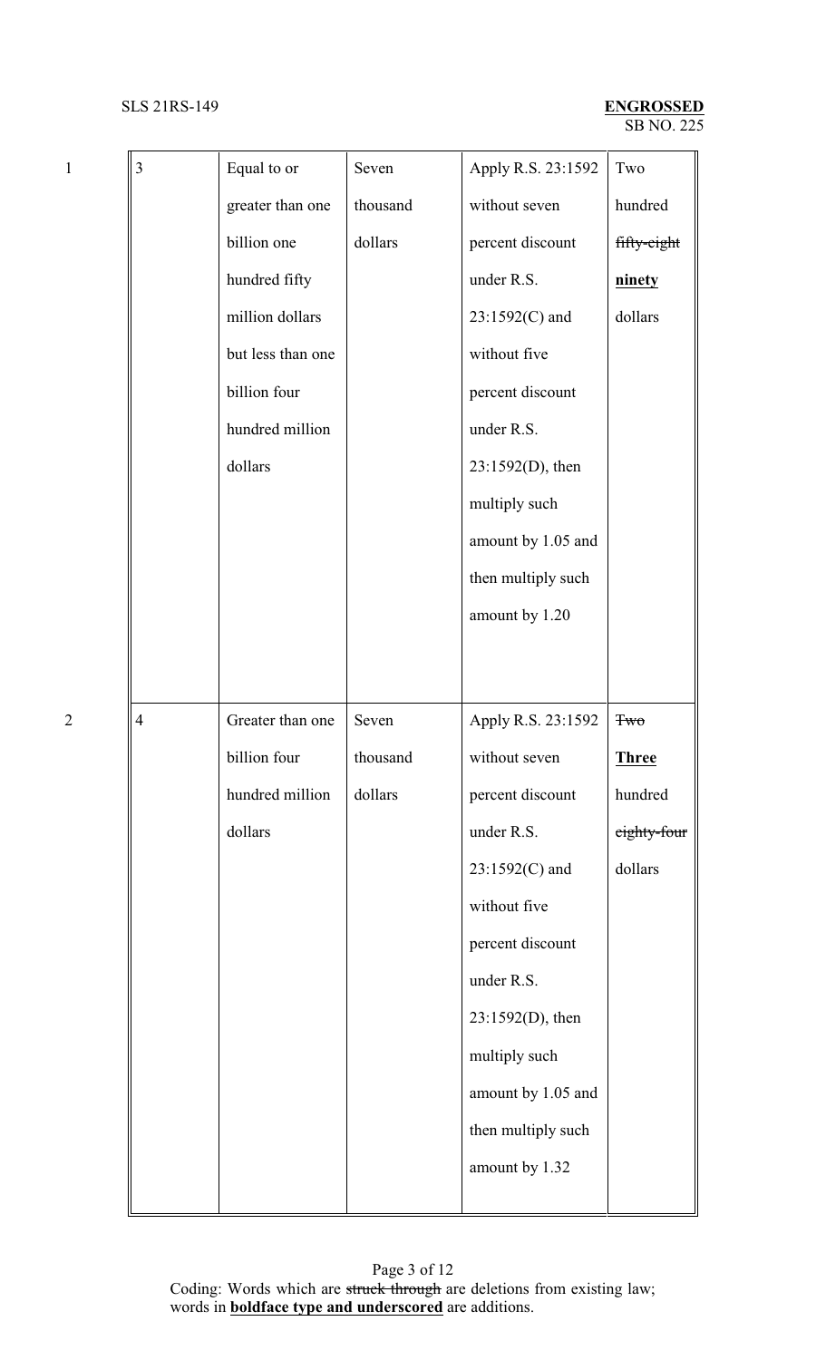| 3 | Equal to or greater than one billion one hundred fifty million dollars but less than one billion four hundred million dollars | Seven thousand dollars | Apply R.S. 23:1592 without seven percent discount under R.S. 23:1592(C) and without five percent discount under R.S. 23:1592(D), then multiply such amount by 1.05 and then multiply such amount by 1.20 | Two hundred ~~fifty-eight~~ **ninety** dollars |
|---|---|---|---|---|
| 4 | Greater than one billion four hundred million dollars | Seven thousand dollars | Apply R.S. 23:1592 without seven percent discount under R.S. 23:1592(C) and without five percent discount under R.S. 23:1592(D), then multiply such amount by 1.05 and then multiply such amount by 1.32 | ~~Two~~ **Three** hundred ~~eighty-four~~ dollars |

Coding: Words which are ~~struck through~~ are deletions from existing law; words in **boldface type and underscored** are additions.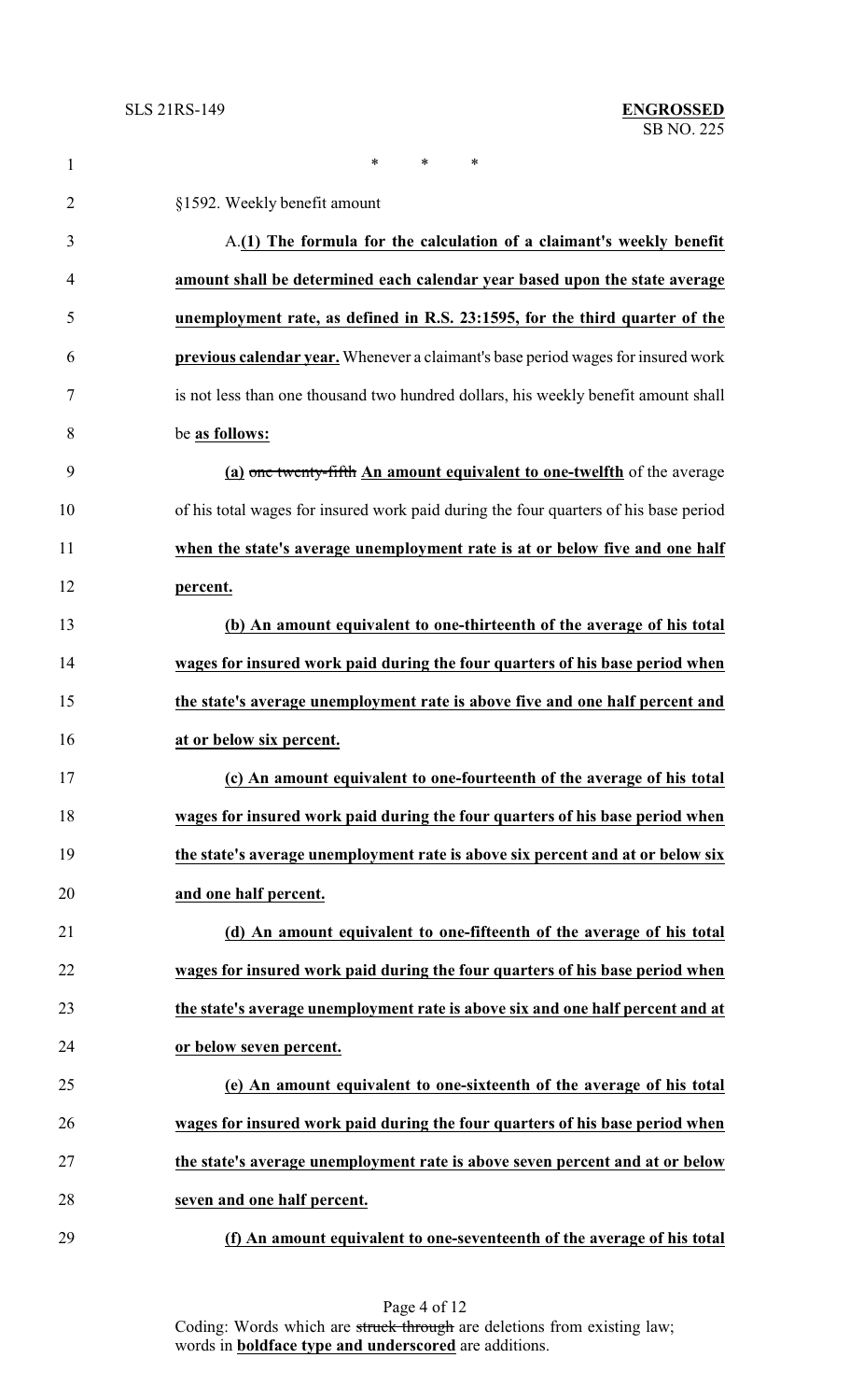\* \* \*

§1592. Weekly benefit amount

A.**(1) The formula for the calculation of a claimant's weekly benefit amount shall be determined each calendar year based upon the state average unemployment rate, as defined in R.S. 23:1595, for the third quarter of the previous calendar year.** Whenever a claimant's base period wages for insured work is not less than one thousand two hundred dollars, his weekly benefit amount shall be **as follows:**

**(a)** ~~one twenty-fifth~~ **An amount equivalent to one-twelfth** of the average of his total wages for insured work paid during the four quarters of his base period **when the state's average unemployment rate is at or below five and one half percent.**

**(b) An amount equivalent to one-thirteenth of the average of his total wages for insured work paid during the four quarters of his base period when the state's average unemployment rate is above five and one half percent and at or below six percent.**

**(c) An amount equivalent to one-fourteenth of the average of his total wages for insured work paid during the four quarters of his base period when the state's average unemployment rate is above six percent and at or below six and one half percent.**

**(d) An amount equivalent to one-fifteenth of the average of his total wages for insured work paid during the four quarters of his base period when the state's average unemployment rate is above six and one half percent and at or below seven percent.**

**(e) An amount equivalent to one-sixteenth of the average of his total wages for insured work paid during the four quarters of his base period when the state's average unemployment rate is above seven percent and at or below seven and one half percent.**

**(f) An amount equivalent to one-seventeenth of the average of his total**

Coding: Words which are ~~struck through~~ are deletions from existing law; words in **boldface type and underscored** are additions.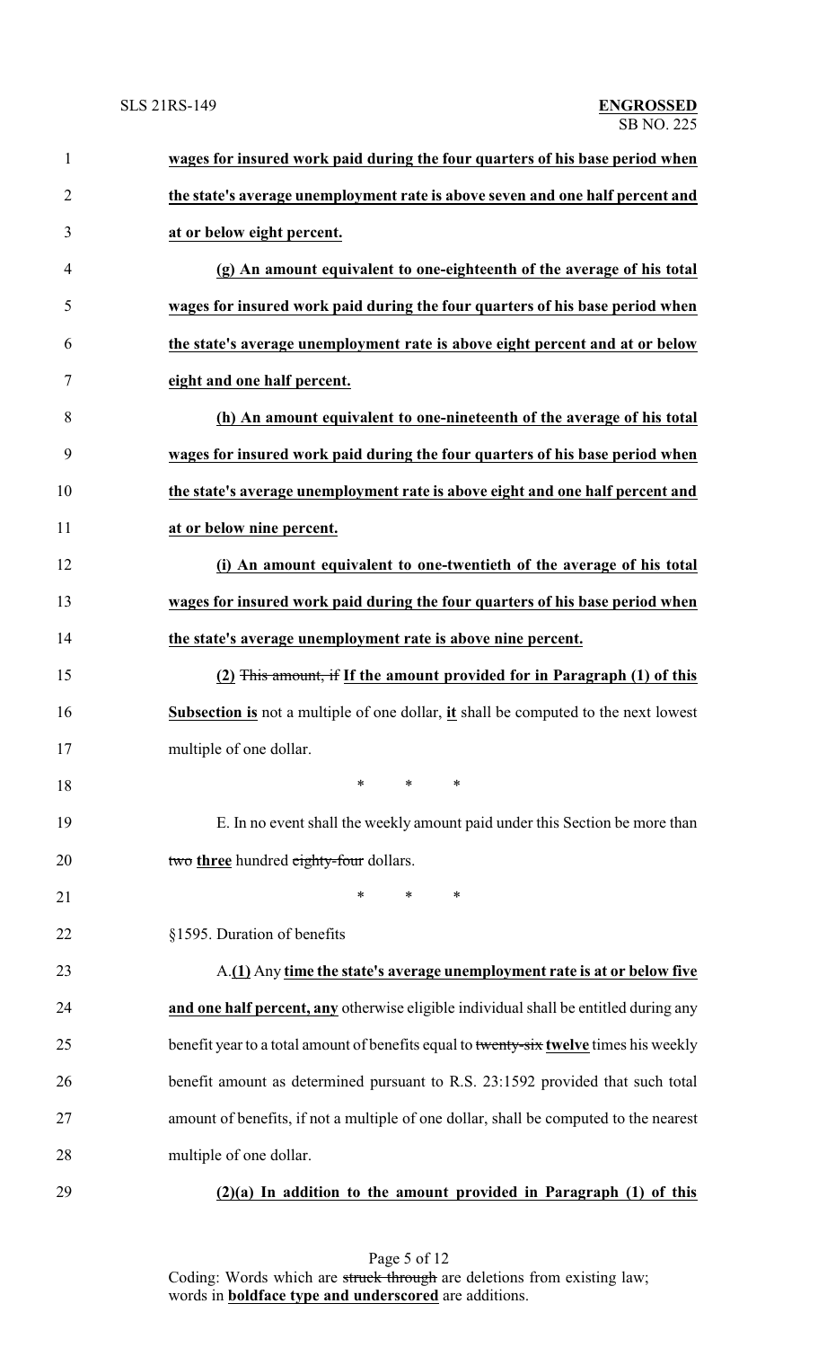**wages for insured work paid during the four quarters of his base period when the state's average unemployment rate is above seven and one half percent and at or below eight percent.**

**(g) An amount equivalent to one-eighteenth of the average of his total wages for insured work paid during the four quarters of his base period when the state's average unemployment rate is above eight percent and at or below eight and one half percent.**

**(h) An amount equivalent to one-nineteenth of the average of his total wages for insured work paid during the four quarters of his base period when the state's average unemployment rate is above eight and one half percent and at or below nine percent.**

**(i) An amount equivalent to one-twentieth of the average of his total wages for insured work paid during the four quarters of his base period when the state's average unemployment rate is above nine percent.**

**(2)** ~~This amount, if~~ **If the amount provided for in Paragraph (1) of this Subsection is** not a multiple of one dollar, **it** shall be computed to the next lowest multiple of one dollar.

\* \* \*

E. In no event shall the weekly amount paid under this Section be more than ~~two~~ **three** hundred ~~eighty-four~~ dollars.

\* \* \*

§1595. Duration of benefits

A.**(1)** Any **time the state's average unemployment rate is at or below five and one half percent, any** otherwise eligible individual shall be entitled during any benefit year to a total amount of benefits equal to ~~twenty-six~~ **twelve** times his weekly benefit amount as determined pursuant to R.S. 23:1592 provided that such total amount of benefits, if not a multiple of one dollar, shall be computed to the nearest multiple of one dollar.

**(2)(a) In addition to the amount provided in Paragraph (1) of this**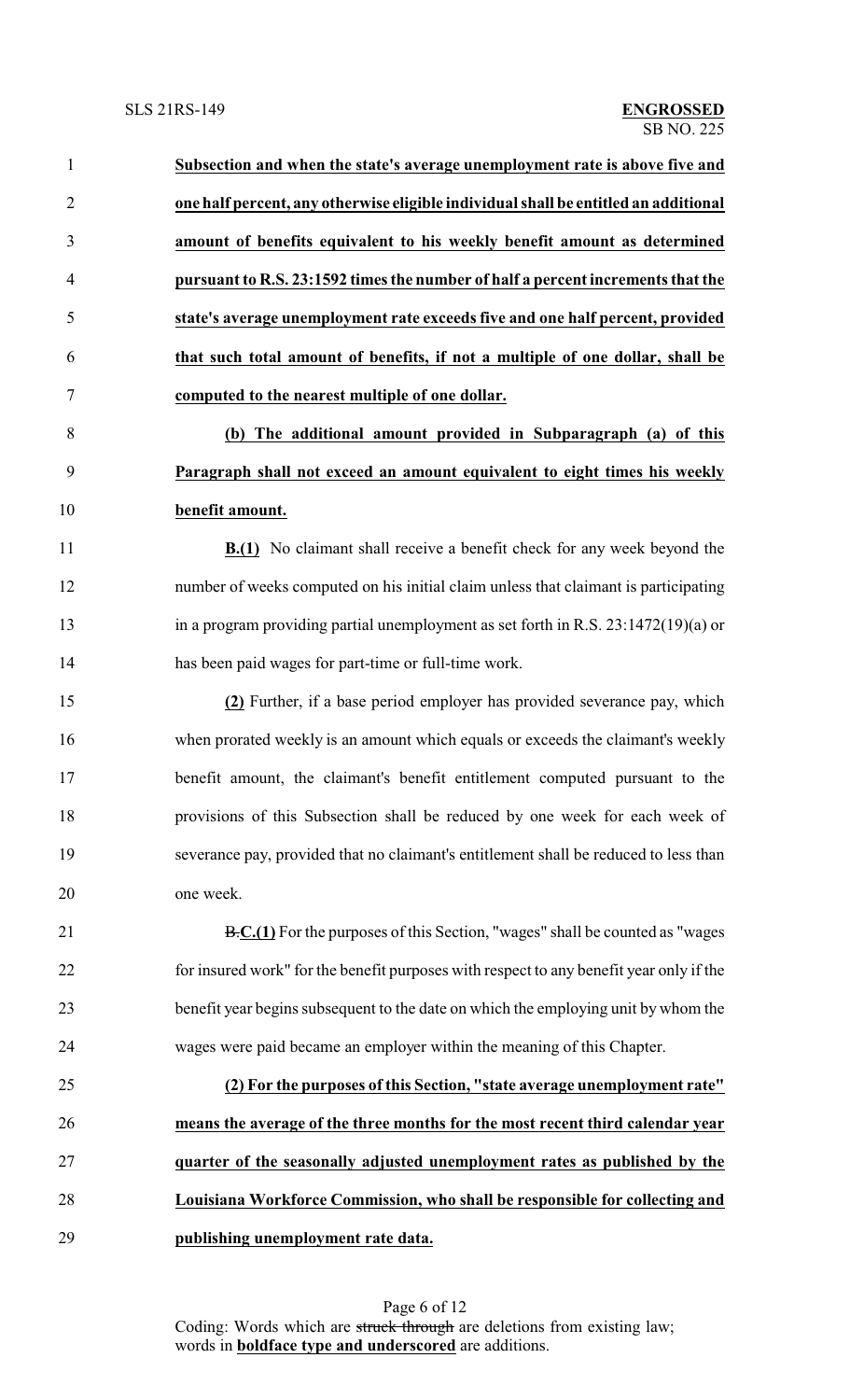**Subsection and when the state's average unemployment rate is above five and one half percent, any otherwise eligible individual shall be entitled an additional amount of benefits equivalent to his weekly benefit amount as determined pursuant to R.S. 23:1592 times the number of half a percent increments that the state's average unemployment rate exceeds five and one half percent, provided that such total amount of benefits, if not a multiple of one dollar, shall be computed to the nearest multiple of one dollar.**

**(b) The additional amount provided in Subparagraph (a) of this Paragraph shall not exceed an amount equivalent to eight times his weekly benefit amount.**

**B.(1)** No claimant shall receive a benefit check for any week beyond the number of weeks computed on his initial claim unless that claimant is participating in a program providing partial unemployment as set forth in R.S. 23:1472(19)(a) or has been paid wages for part-time or full-time work.

**(2)** Further, if a base period employer has provided severance pay, which when prorated weekly is an amount which equals or exceeds the claimant's weekly benefit amount, the claimant's benefit entitlement computed pursuant to the provisions of this Subsection shall be reduced by one week for each week of severance pay, provided that no claimant's entitlement shall be reduced to less than one week.

~~B.~~**C.(1)** For the purposes of this Section, "wages" shall be counted as "wages for insured work" for the benefit purposes with respect to any benefit year only if the benefit year begins subsequent to the date on which the employing unit by whom the wages were paid became an employer within the meaning of this Chapter.

**(2) For the purposes of this Section, "state average unemployment rate" means the average of the three months for the most recent third calendar year quarter of the seasonally adjusted unemployment rates as published by the Louisiana Workforce Commission, who shall be responsible for collecting and publishing unemployment rate data.**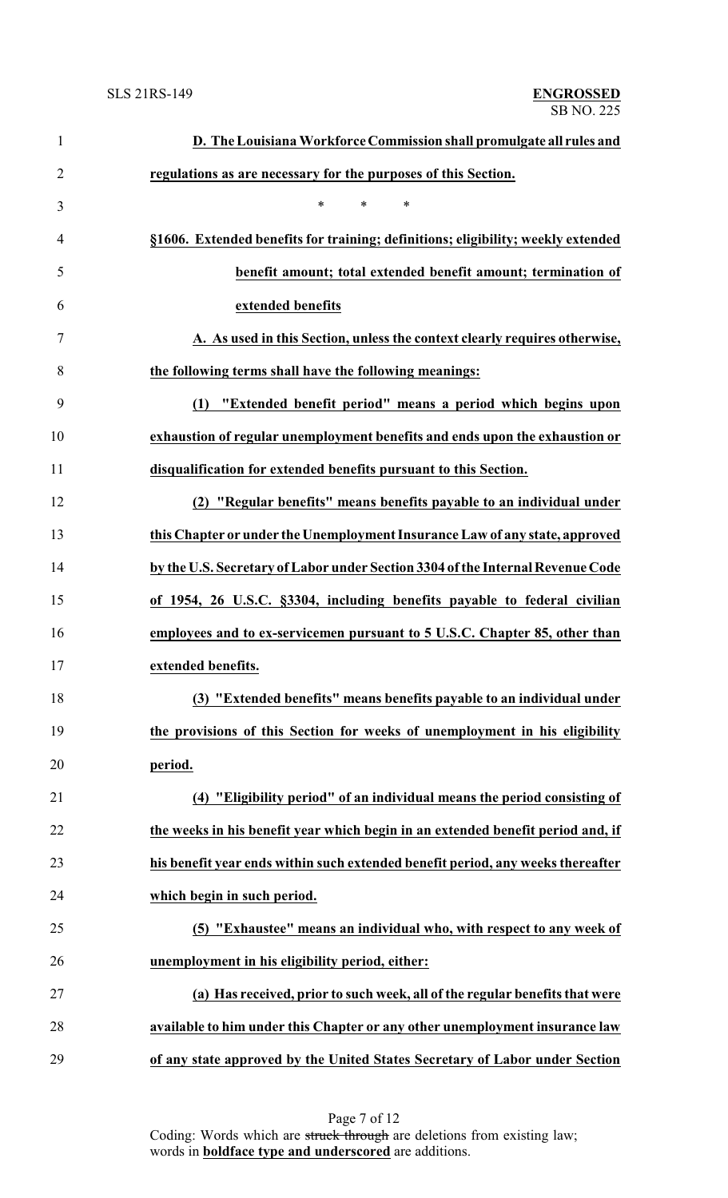**D. The Louisiana Workforce Commission shall promulgate all rules and regulations as are necessary for the purposes of this Section.**

\* \* \*

**§1606. Extended benefits for training; definitions; eligibility; weekly extended benefit amount; total extended benefit amount; termination of extended benefits**

**A. As used in this Section, unless the context clearly requires otherwise, the following terms shall have the following meanings:**

**(1) "Extended benefit period" means a period which begins upon exhaustion of regular unemployment benefits and ends upon the exhaustion or disqualification for extended benefits pursuant to this Section.**

**(2) "Regular benefits" means benefits payable to an individual under this Chapter or under the Unemployment Insurance Law of any state, approved by the U.S. Secretary of Labor under Section 3304 of the Internal Revenue Code of 1954, 26 U.S.C. §3304, including benefits payable to federal civilian employees and to ex-servicemen pursuant to 5 U.S.C. Chapter 85, other than extended benefits.**

**(3) "Extended benefits" means benefits payable to an individual under the provisions of this Section for weeks of unemployment in his eligibility period.**

**(4) "Eligibility period" of an individual means the period consisting of the weeks in his benefit year which begin in an extended benefit period and, if his benefit year ends within such extended benefit period, any weeks thereafter which begin in such period.**

**(5) "Exhaustee" means an individual who, with respect to any week of unemployment in his eligibility period, either:**

**(a) Has received, prior to such week, all of the regular benefits that were available to him under this Chapter or any other unemployment insurance law of any state approved by the United States Secretary of Labor under Section**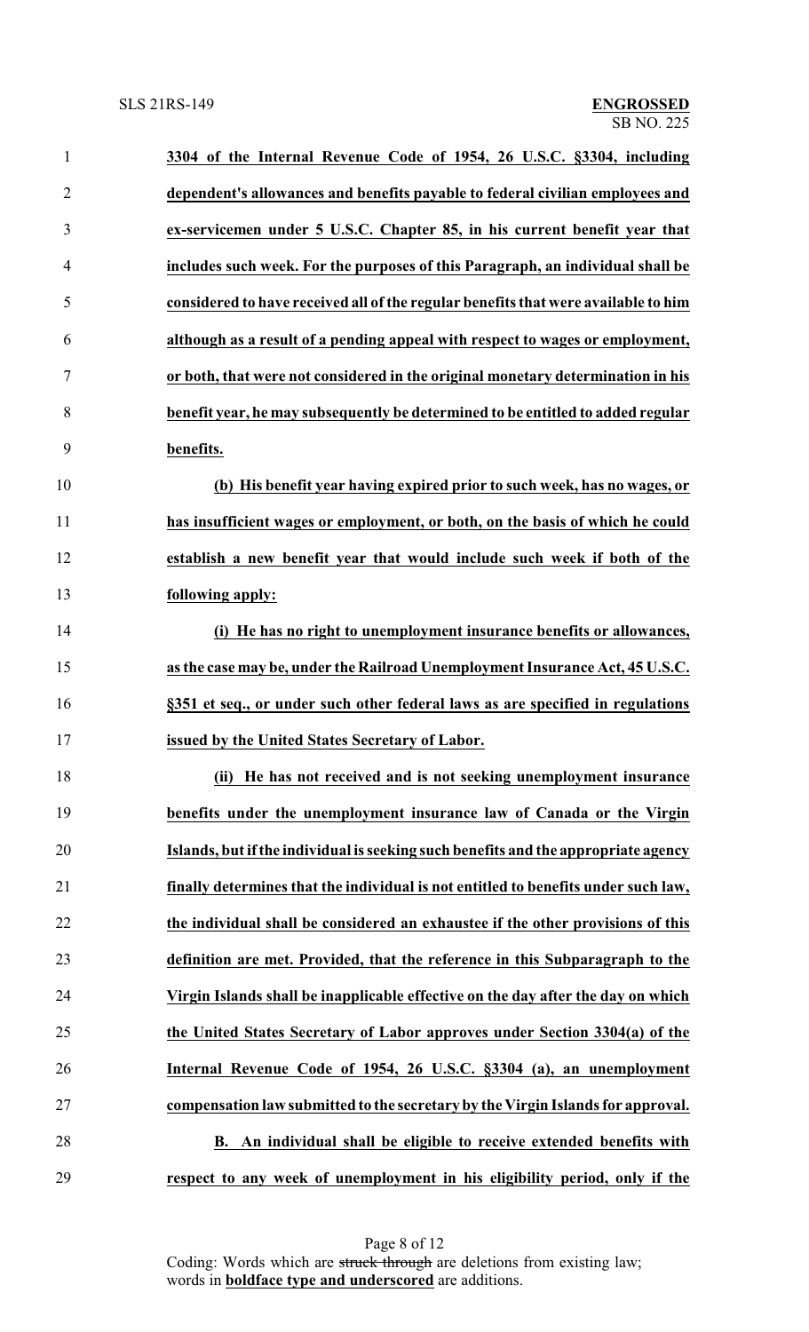**3304 of the Internal Revenue Code of 1954, 26 U.S.C. §3304, including dependent's allowances and benefits payable to federal civilian employees and ex-servicemen under 5 U.S.C. Chapter 85, in his current benefit year that includes such week. For the purposes of this Paragraph, an individual shall be considered to have received all of the regular benefits that were available to him although as a result of a pending appeal with respect to wages or employment, or both, that were not considered in the original monetary determination in his benefit year, he may subsequently be determined to be entitled to added regular benefits.**

**(b) His benefit year having expired prior to such week, has no wages, or has insufficient wages or employment, or both, on the basis of which he could establish a new benefit year that would include such week if both of the following apply:**

**(i) He has no right to unemployment insurance benefits or allowances, as the case may be, under the Railroad Unemployment Insurance Act, 45 U.S.C. §351 et seq., or under such other federal laws as are specified in regulations issued by the United States Secretary of Labor.**

**(ii) He has not received and is not seeking unemployment insurance benefits under the unemployment insurance law of Canada or the Virgin Islands, but if the individual is seeking such benefits and the appropriate agency finally determines that the individual is not entitled to benefits under such law, the individual shall be considered an exhaustee if the other provisions of this definition are met. Provided, that the reference in this Subparagraph to the Virgin Islands shall be inapplicable effective on the day after the day on which the United States Secretary of Labor approves under Section 3304(a) of the Internal Revenue Code of 1954, 26 U.S.C. §3304 (a), an unemployment compensation law submitted to the secretary by the Virgin Islands for approval.**

**B. An individual shall be eligible to receive extended benefits with respect to any week of unemployment in his eligibility period, only if the**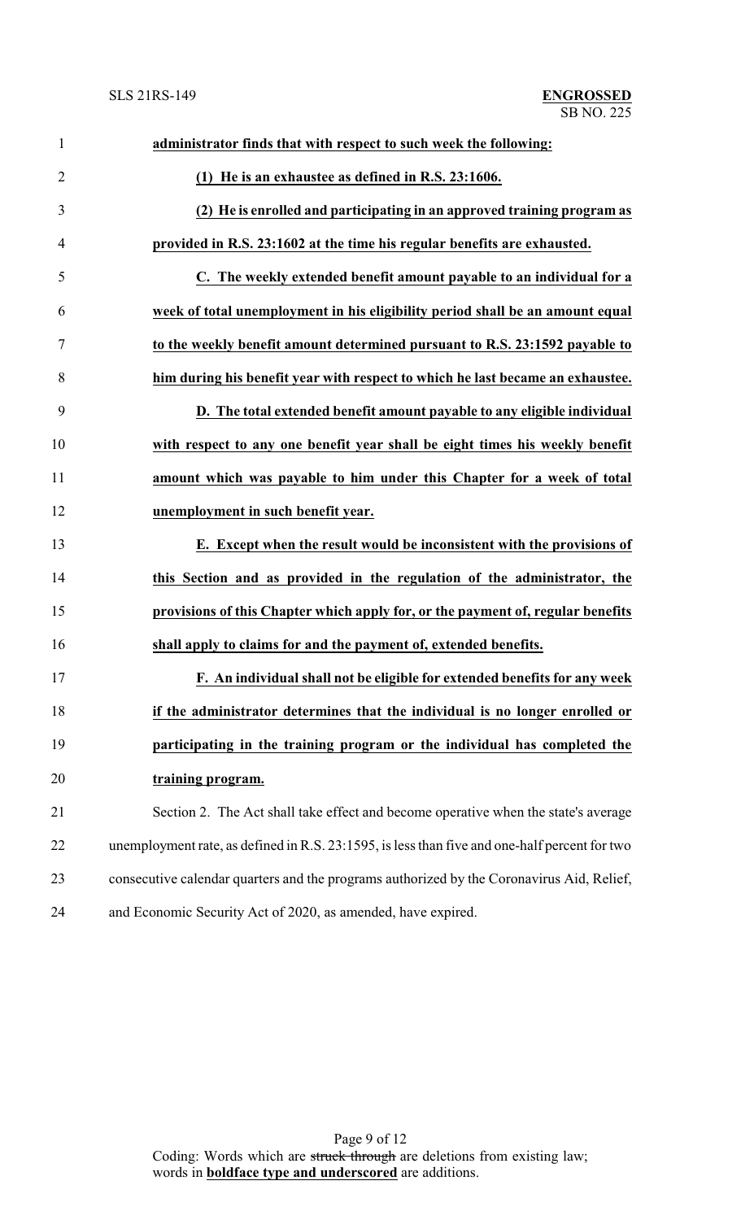**administrator finds that with respect to such week the following:**

**(1) He is an exhaustee as defined in R.S. 23:1606.**

**(2) He is enrolled and participating in an approved training program as provided in R.S. 23:1602 at the time his regular benefits are exhausted.**

**C. The weekly extended benefit amount payable to an individual for a week of total unemployment in his eligibility period shall be an amount equal to the weekly benefit amount determined pursuant to R.S. 23:1592 payable to him during his benefit year with respect to which he last became an exhaustee.**

**D. The total extended benefit amount payable to any eligible individual with respect to any one benefit year shall be eight times his weekly benefit amount which was payable to him under this Chapter for a week of total unemployment in such benefit year.**

**E. Except when the result would be inconsistent with the provisions of this Section and as provided in the regulation of the administrator, the provisions of this Chapter which apply for, or the payment of, regular benefits shall apply to claims for and the payment of, extended benefits.**

**F. An individual shall not be eligible for extended benefits for any week if the administrator determines that the individual is no longer enrolled or participating in the training program or the individual has completed the training program.**

Section 2. The Act shall take effect and become operative when the state's average unemployment rate, as defined in R.S. 23:1595, is less than five and one-half percent for two consecutive calendar quarters and the programs authorized by the Coronavirus Aid, Relief, and Economic Security Act of 2020, as amended, have expired.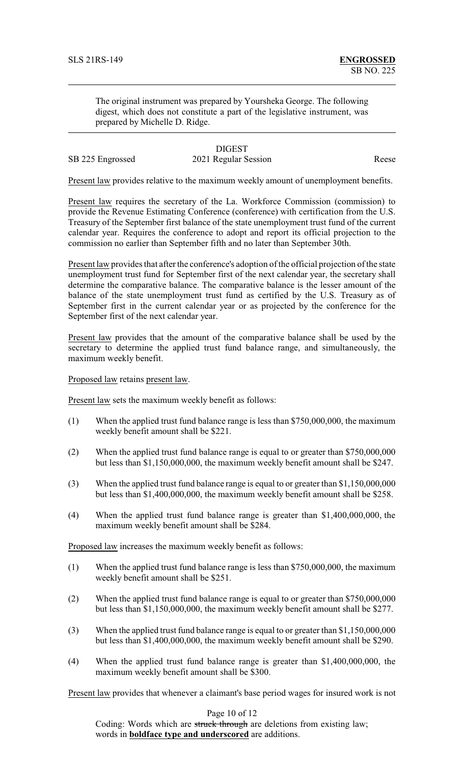The original instrument was prepared by Yoursheka George. The following digest, which does not constitute a part of the legislative instrument, was prepared by Michelle D. Ridge.

DIGEST

SB 225 Engrossed — 2021 Regular Session — Reese

Present law provides relative to the maximum weekly amount of unemployment benefits.

Present law requires the secretary of the La. Workforce Commission (commission) to provide the Revenue Estimating Conference (conference) with certification from the U.S. Treasury of the September first balance of the state unemployment trust fund of the current calendar year. Requires the conference to adopt and report its official projection to the commission no earlier than September fifth and no later than September 30th.

Present law provides that after the conference's adoption of the official projection of the state unemployment trust fund for September first of the next calendar year, the secretary shall determine the comparative balance. The comparative balance is the lesser amount of the balance of the state unemployment trust fund as certified by the U.S. Treasury as of September first in the current calendar year or as projected by the conference for the September first of the next calendar year.

Present law provides that the amount of the comparative balance shall be used by the secretary to determine the applied trust fund balance range, and simultaneously, the maximum weekly benefit.

Proposed law retains present law.

Present law sets the maximum weekly benefit as follows:

(1) When the applied trust fund balance range is less than $750,000,000, the maximum weekly benefit amount shall be $221.

(2) When the applied trust fund balance range is equal to or greater than $750,000,000 but less than $1,150,000,000, the maximum weekly benefit amount shall be $247.

(3) When the applied trust fund balance range is equal to or greater than $1,150,000,000 but less than $1,400,000,000, the maximum weekly benefit amount shall be $258.

(4) When the applied trust fund balance range is greater than $1,400,000,000, the maximum weekly benefit amount shall be $284.

Proposed law increases the maximum weekly benefit as follows:

(1) When the applied trust fund balance range is less than $750,000,000, the maximum weekly benefit amount shall be $251.

(2) When the applied trust fund balance range is equal to or greater than $750,000,000 but less than $1,150,000,000, the maximum weekly benefit amount shall be $277.

(3) When the applied trust fund balance range is equal to or greater than $1,150,000,000 but less than $1,400,000,000, the maximum weekly benefit amount shall be $290.

(4) When the applied trust fund balance range is greater than $1,400,000,000, the maximum weekly benefit amount shall be $300.

Present law provides that whenever a claimant's base period wages for insured work is not

Coding: Words which are ~~struck through~~ are deletions from existing law; words in **boldface type and underscored** are additions.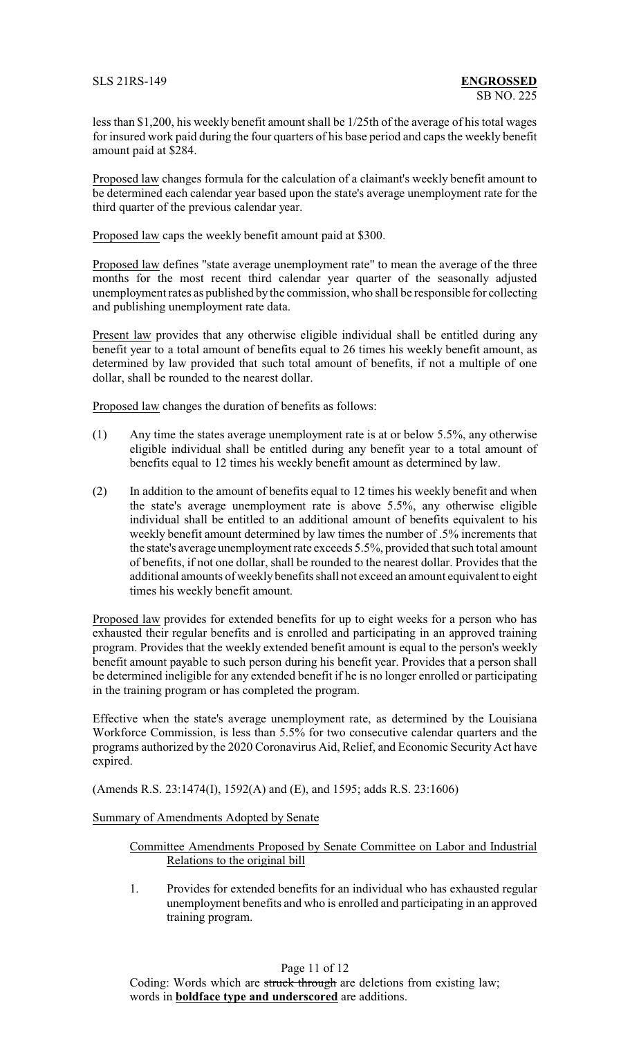less than $1,200, his weekly benefit amount shall be 1/25th of the average of his total wages for insured work paid during the four quarters of his base period and caps the weekly benefit amount paid at $284.

Proposed law changes formula for the calculation of a claimant's weekly benefit amount to be determined each calendar year based upon the state's average unemployment rate for the third quarter of the previous calendar year.

Proposed law caps the weekly benefit amount paid at $300.

Proposed law defines "state average unemployment rate" to mean the average of the three months for the most recent third calendar year quarter of the seasonally adjusted unemployment rates as published by the commission, who shall be responsible for collecting and publishing unemployment rate data.

Present law provides that any otherwise eligible individual shall be entitled during any benefit year to a total amount of benefits equal to 26 times his weekly benefit amount, as determined by law provided that such total amount of benefits, if not a multiple of one dollar, shall be rounded to the nearest dollar.

Proposed law changes the duration of benefits as follows:

(1) Any time the states average unemployment rate is at or below 5.5%, any otherwise eligible individual shall be entitled during any benefit year to a total amount of benefits equal to 12 times his weekly benefit amount as determined by law.

(2) In addition to the amount of benefits equal to 12 times his weekly benefit and when the state's average unemployment rate is above 5.5%, any otherwise eligible individual shall be entitled to an additional amount of benefits equivalent to his weekly benefit amount determined by law times the number of .5% increments that the state's average unemployment rate exceeds 5.5%, provided that such total amount of benefits, if not one dollar, shall be rounded to the nearest dollar. Provides that the additional amounts of weekly benefits shall not exceed an amount equivalent to eight times his weekly benefit amount.

Proposed law provides for extended benefits for up to eight weeks for a person who has exhausted their regular benefits and is enrolled and participating in an approved training program. Provides that the weekly extended benefit amount is equal to the person's weekly benefit amount payable to such person during his benefit year. Provides that a person shall be determined ineligible for any extended benefit if he is no longer enrolled or participating in the training program or has completed the program.

Effective when the state's average unemployment rate, as determined by the Louisiana Workforce Commission, is less than 5.5% for two consecutive calendar quarters and the programs authorized by the 2020 Coronavirus Aid, Relief, and Economic Security Act have expired.

(Amends R.S. 23:1474(I), 1592(A) and (E), and 1595; adds R.S. 23:1606)

Summary of Amendments Adopted by Senate

Committee Amendments Proposed by Senate Committee on Labor and Industrial Relations to the original bill

1. Provides for extended benefits for an individual who has exhausted regular unemployment benefits and who is enrolled and participating in an approved training program.

Coding: Words which are struck through are deletions from existing law; words in **boldface type and underscored** are additions.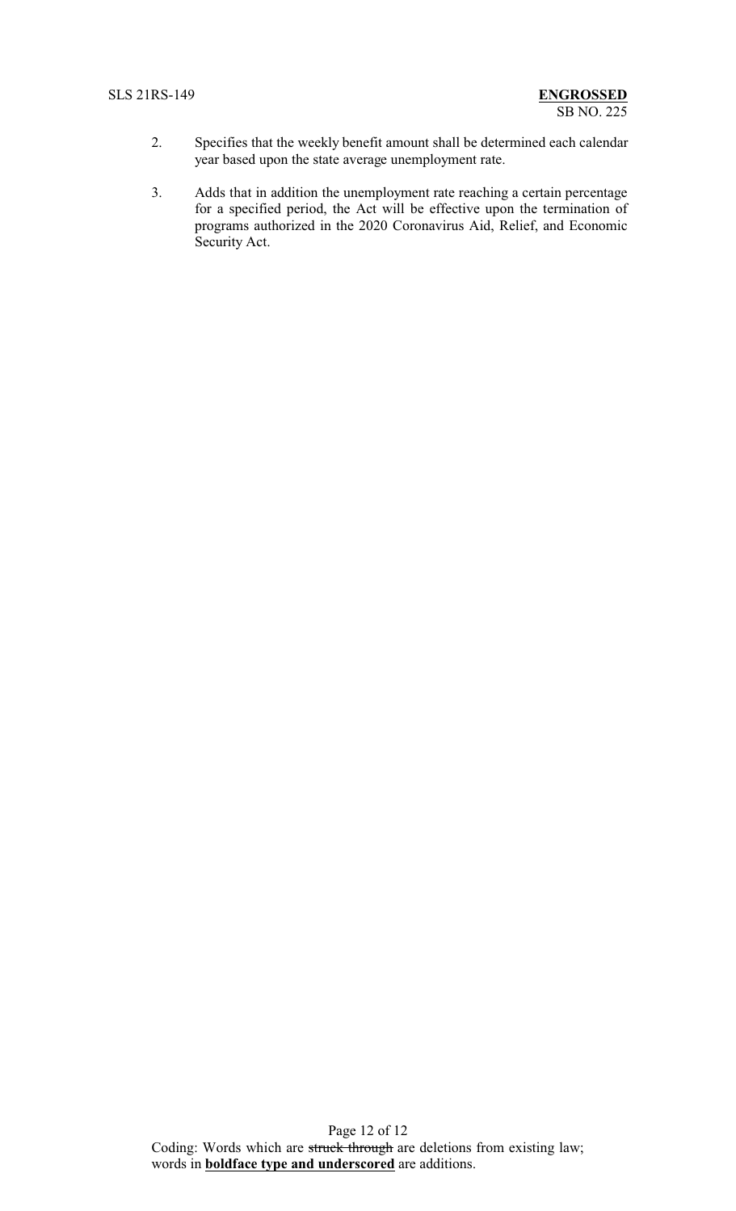2. Specifies that the weekly benefit amount shall be determined each calendar year based upon the state average unemployment rate.

3. Adds that in addition the unemployment rate reaching a certain percentage for a specified period, the Act will be effective upon the termination of programs authorized in the 2020 Coronavirus Aid, Relief, and Economic Security Act.

Coding: Words which are ~~struck through~~ are deletions from existing law; words in **<u>boldface type and underscored</u>** are additions.